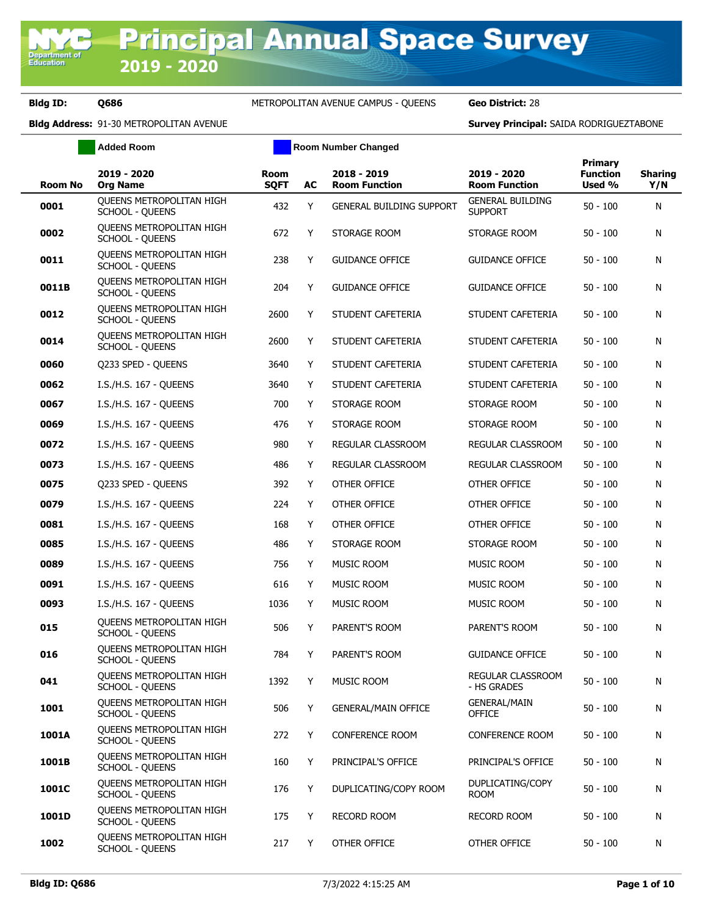# Principal Annual Space Survey 2019 - 2020

**Bldg ID:** Q686 METROPOLITAN AVENUE CAMPUS - QUEENS **Geo District:** 28

**Bldg Address:** 91-30 METROPOLITAN AVENUE **Survey Principal:** SAIDA RODRIGUEZTABONE

Added Room | Room Number Changed

| Room No | 2019 - 2020 Org Name | Room SQFT | AC | 2018 - 2019 Room Function | 2019 - 2020 Room Function | Primary Function Used % | Sharing Y/N |
|---|---|---|---|---|---|---|---|
| 0001 | QUEENS METROPOLITAN HIGH SCHOOL - QUEENS | 432 | Y | GENERAL BUILDING SUPPORT | GENERAL BUILDING SUPPORT | 50 - 100 | N |
| 0002 | QUEENS METROPOLITAN HIGH SCHOOL - QUEENS | 672 | Y | STORAGE ROOM | STORAGE ROOM | 50 - 100 | N |
| 0011 | QUEENS METROPOLITAN HIGH SCHOOL - QUEENS | 238 | Y | GUIDANCE OFFICE | GUIDANCE OFFICE | 50 - 100 | N |
| 0011B | QUEENS METROPOLITAN HIGH SCHOOL - QUEENS | 204 | Y | GUIDANCE OFFICE | GUIDANCE OFFICE | 50 - 100 | N |
| 0012 | QUEENS METROPOLITAN HIGH SCHOOL - QUEENS | 2600 | Y | STUDENT CAFETERIA | STUDENT CAFETERIA | 50 - 100 | N |
| 0014 | QUEENS METROPOLITAN HIGH SCHOOL - QUEENS | 2600 | Y | STUDENT CAFETERIA | STUDENT CAFETERIA | 50 - 100 | N |
| 0060 | Q233 SPED - QUEENS | 3640 | Y | STUDENT CAFETERIA | STUDENT CAFETERIA | 50 - 100 | N |
| 0062 | I.S./H.S. 167 - QUEENS | 3640 | Y | STUDENT CAFETERIA | STUDENT CAFETERIA | 50 - 100 | N |
| 0067 | I.S./H.S. 167 - QUEENS | 700 | Y | STORAGE ROOM | STORAGE ROOM | 50 - 100 | N |
| 0069 | I.S./H.S. 167 - QUEENS | 476 | Y | STORAGE ROOM | STORAGE ROOM | 50 - 100 | N |
| 0072 | I.S./H.S. 167 - QUEENS | 980 | Y | REGULAR CLASSROOM | REGULAR CLASSROOM | 50 - 100 | N |
| 0073 | I.S./H.S. 167 - QUEENS | 486 | Y | REGULAR CLASSROOM | REGULAR CLASSROOM | 50 - 100 | N |
| 0075 | Q233 SPED - QUEENS | 392 | Y | OTHER OFFICE | OTHER OFFICE | 50 - 100 | N |
| 0079 | I.S./H.S. 167 - QUEENS | 224 | Y | OTHER OFFICE | OTHER OFFICE | 50 - 100 | N |
| 0081 | I.S./H.S. 167 - QUEENS | 168 | Y | OTHER OFFICE | OTHER OFFICE | 50 - 100 | N |
| 0085 | I.S./H.S. 167 - QUEENS | 486 | Y | STORAGE ROOM | STORAGE ROOM | 50 - 100 | N |
| 0089 | I.S./H.S. 167 - QUEENS | 756 | Y | MUSIC ROOM | MUSIC ROOM | 50 - 100 | N |
| 0091 | I.S./H.S. 167 - QUEENS | 616 | Y | MUSIC ROOM | MUSIC ROOM | 50 - 100 | N |
| 0093 | I.S./H.S. 167 - QUEENS | 1036 | Y | MUSIC ROOM | MUSIC ROOM | 50 - 100 | N |
| 015 | QUEENS METROPOLITAN HIGH SCHOOL - QUEENS | 506 | Y | PARENT'S ROOM | PARENT'S ROOM | 50 - 100 | N |
| 016 | QUEENS METROPOLITAN HIGH SCHOOL - QUEENS | 784 | Y | PARENT'S ROOM | GUIDANCE OFFICE | 50 - 100 | N |
| 041 | QUEENS METROPOLITAN HIGH SCHOOL - QUEENS | 1392 | Y | MUSIC ROOM | REGULAR CLASSROOM - HS GRADES | 50 - 100 | N |
| 1001 | QUEENS METROPOLITAN HIGH SCHOOL - QUEENS | 506 | Y | GENERAL/MAIN OFFICE | GENERAL/MAIN OFFICE | 50 - 100 | N |
| 1001A | QUEENS METROPOLITAN HIGH SCHOOL - QUEENS | 272 | Y | CONFERENCE ROOM | CONFERENCE ROOM | 50 - 100 | N |
| 1001B | QUEENS METROPOLITAN HIGH SCHOOL - QUEENS | 160 | Y | PRINCIPAL'S OFFICE | PRINCIPAL'S OFFICE | 50 - 100 | N |
| 1001C | QUEENS METROPOLITAN HIGH SCHOOL - QUEENS | 176 | Y | DUPLICATING/COPY ROOM | DUPLICATING/COPY ROOM | 50 - 100 | N |
| 1001D | QUEENS METROPOLITAN HIGH SCHOOL - QUEENS | 175 | Y | RECORD ROOM | RECORD ROOM | 50 - 100 | N |
| 1002 | QUEENS METROPOLITAN HIGH SCHOOL - QUEENS | 217 | Y | OTHER OFFICE | OTHER OFFICE | 50 - 100 | N |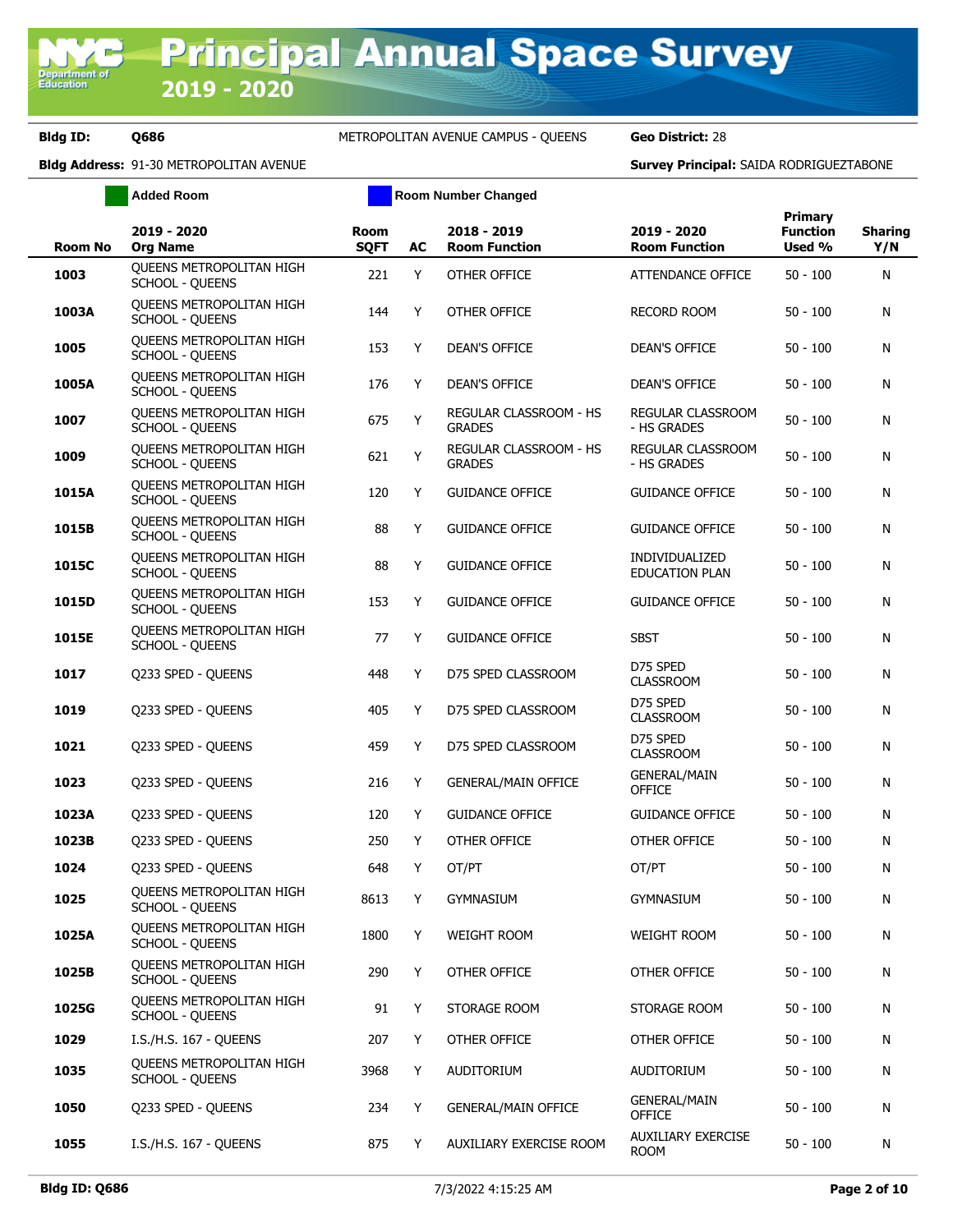**Bldg ID:** Q686 METROPOLITAN AVENUE CAMPUS - QUEENS **Geo District:** 28

**Bldg Address:** 91-30 METROPOLITAN AVENUE **Survey Principal:** SAIDA RODRIGUEZTABONE

Added Room | Room Number Changed

| Room No | 2019 - 2020 Org Name | Room SQFT | AC | 2018 - 2019 Room Function | 2019 - 2020 Room Function | Primary Function Used % | Sharing Y/N |
|---|---|---|---|---|---|---|---|
| 1003 | QUEENS METROPOLITAN HIGH SCHOOL - QUEENS | 221 | Y | OTHER OFFICE | ATTENDANCE OFFICE | 50 - 100 | N |
| 1003A | QUEENS METROPOLITAN HIGH SCHOOL - QUEENS | 144 | Y | OTHER OFFICE | RECORD ROOM | 50 - 100 | N |
| 1005 | QUEENS METROPOLITAN HIGH SCHOOL - QUEENS | 153 | Y | DEAN'S OFFICE | DEAN'S OFFICE | 50 - 100 | N |
| 1005A | QUEENS METROPOLITAN HIGH SCHOOL - QUEENS | 176 | Y | DEAN'S OFFICE | DEAN'S OFFICE | 50 - 100 | N |
| 1007 | QUEENS METROPOLITAN HIGH SCHOOL - QUEENS | 675 | Y | REGULAR CLASSROOM - HS GRADES | REGULAR CLASSROOM - HS GRADES | 50 - 100 | N |
| 1009 | QUEENS METROPOLITAN HIGH SCHOOL - QUEENS | 621 | Y | REGULAR CLASSROOM - HS GRADES | REGULAR CLASSROOM - HS GRADES | 50 - 100 | N |
| 1015A | QUEENS METROPOLITAN HIGH SCHOOL - QUEENS | 120 | Y | GUIDANCE OFFICE | GUIDANCE OFFICE | 50 - 100 | N |
| 1015B | QUEENS METROPOLITAN HIGH SCHOOL - QUEENS | 88 | Y | GUIDANCE OFFICE | GUIDANCE OFFICE | 50 - 100 | N |
| 1015C | QUEENS METROPOLITAN HIGH SCHOOL - QUEENS | 88 | Y | GUIDANCE OFFICE | INDIVIDUALIZED EDUCATION PLAN | 50 - 100 | N |
| 1015D | QUEENS METROPOLITAN HIGH SCHOOL - QUEENS | 153 | Y | GUIDANCE OFFICE | GUIDANCE OFFICE | 50 - 100 | N |
| 1015E | QUEENS METROPOLITAN HIGH SCHOOL - QUEENS | 77 | Y | GUIDANCE OFFICE | SBST | 50 - 100 | N |
| 1017 | Q233 SPED - QUEENS | 448 | Y | D75 SPED CLASSROOM | D75 SPED CLASSROOM | 50 - 100 | N |
| 1019 | Q233 SPED - QUEENS | 405 | Y | D75 SPED CLASSROOM | D75 SPED CLASSROOM | 50 - 100 | N |
| 1021 | Q233 SPED - QUEENS | 459 | Y | D75 SPED CLASSROOM | D75 SPED CLASSROOM | 50 - 100 | N |
| 1023 | Q233 SPED - QUEENS | 216 | Y | GENERAL/MAIN OFFICE | GENERAL/MAIN OFFICE | 50 - 100 | N |
| 1023A | Q233 SPED - QUEENS | 120 | Y | GUIDANCE OFFICE | GUIDANCE OFFICE | 50 - 100 | N |
| 1023B | Q233 SPED - QUEENS | 250 | Y | OTHER OFFICE | OTHER OFFICE | 50 - 100 | N |
| 1024 | Q233 SPED - QUEENS | 648 | Y | OT/PT | OT/PT | 50 - 100 | N |
| 1025 | QUEENS METROPOLITAN HIGH SCHOOL - QUEENS | 8613 | Y | GYMNASIUM | GYMNASIUM | 50 - 100 | N |
| 1025A | QUEENS METROPOLITAN HIGH SCHOOL - QUEENS | 1800 | Y | WEIGHT ROOM | WEIGHT ROOM | 50 - 100 | N |
| 1025B | QUEENS METROPOLITAN HIGH SCHOOL - QUEENS | 290 | Y | OTHER OFFICE | OTHER OFFICE | 50 - 100 | N |
| 1025G | QUEENS METROPOLITAN HIGH SCHOOL - QUEENS | 91 | Y | STORAGE ROOM | STORAGE ROOM | 50 - 100 | N |
| 1029 | I.S./H.S. 167 - QUEENS | 207 | Y | OTHER OFFICE | OTHER OFFICE | 50 - 100 | N |
| 1035 | QUEENS METROPOLITAN HIGH SCHOOL - QUEENS | 3968 | Y | AUDITORIUM | AUDITORIUM | 50 - 100 | N |
| 1050 | Q233 SPED - QUEENS | 234 | Y | GENERAL/MAIN OFFICE | GENERAL/MAIN OFFICE | 50 - 100 | N |
| 1055 | I.S./H.S. 167 - QUEENS | 875 | Y | AUXILIARY EXERCISE ROOM | AUXILIARY EXERCISE ROOM | 50 - 100 | N |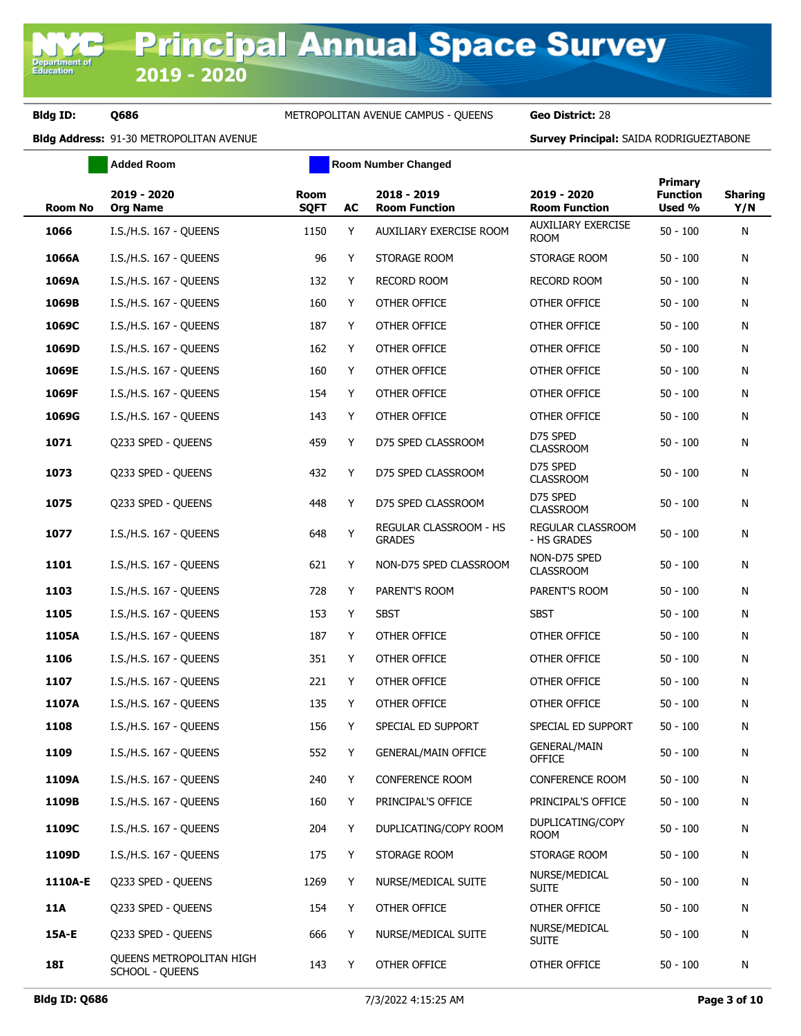# Principal Annual Space Survey 2019 - 2020

**Bldg ID:** Q686 METROPOLITAN AVENUE CAMPUS - QUEENS **Geo District:** 28

**Bldg Address:** 91-30 METROPOLITAN AVENUE **Survey Principal:** SAIDA RODRIGUEZTABONE

Added Room | Room Number Changed

| Room No | 2019 - 2020 Org Name | Room SQFT | AC | 2018 - 2019 Room Function | 2019 - 2020 Room Function | Primary Function Used % | Sharing Y/N |
|---|---|---|---|---|---|---|---|
| 1066 | I.S./H.S. 167 - QUEENS | 1150 | Y | AUXILIARY EXERCISE ROOM | AUXILIARY EXERCISE ROOM | 50 - 100 | N |
| 1066A | I.S./H.S. 167 - QUEENS | 96 | Y | STORAGE ROOM | STORAGE ROOM | 50 - 100 | N |
| 1069A | I.S./H.S. 167 - QUEENS | 132 | Y | RECORD ROOM | RECORD ROOM | 50 - 100 | N |
| 1069B | I.S./H.S. 167 - QUEENS | 160 | Y | OTHER OFFICE | OTHER OFFICE | 50 - 100 | N |
| 1069C | I.S./H.S. 167 - QUEENS | 187 | Y | OTHER OFFICE | OTHER OFFICE | 50 - 100 | N |
| 1069D | I.S./H.S. 167 - QUEENS | 162 | Y | OTHER OFFICE | OTHER OFFICE | 50 - 100 | N |
| 1069E | I.S./H.S. 167 - QUEENS | 160 | Y | OTHER OFFICE | OTHER OFFICE | 50 - 100 | N |
| 1069F | I.S./H.S. 167 - QUEENS | 154 | Y | OTHER OFFICE | OTHER OFFICE | 50 - 100 | N |
| 1069G | I.S./H.S. 167 - QUEENS | 143 | Y | OTHER OFFICE | OTHER OFFICE | 50 - 100 | N |
| 1071 | Q233 SPED - QUEENS | 459 | Y | D75 SPED CLASSROOM | D75 SPED CLASSROOM | 50 - 100 | N |
| 1073 | Q233 SPED - QUEENS | 432 | Y | D75 SPED CLASSROOM | D75 SPED CLASSROOM | 50 - 100 | N |
| 1075 | Q233 SPED - QUEENS | 448 | Y | D75 SPED CLASSROOM | D75 SPED CLASSROOM | 50 - 100 | N |
| 1077 | I.S./H.S. 167 - QUEENS | 648 | Y | REGULAR CLASSROOM - HS GRADES | REGULAR CLASSROOM - HS GRADES | 50 - 100 | N |
| 1101 | I.S./H.S. 167 - QUEENS | 621 | Y | NON-D75 SPED CLASSROOM | NON-D75 SPED CLASSROOM | 50 - 100 | N |
| 1103 | I.S./H.S. 167 - QUEENS | 728 | Y | PARENT'S ROOM | PARENT'S ROOM | 50 - 100 | N |
| 1105 | I.S./H.S. 167 - QUEENS | 153 | Y | SBST | SBST | 50 - 100 | N |
| 1105A | I.S./H.S. 167 - QUEENS | 187 | Y | OTHER OFFICE | OTHER OFFICE | 50 - 100 | N |
| 1106 | I.S./H.S. 167 - QUEENS | 351 | Y | OTHER OFFICE | OTHER OFFICE | 50 - 100 | N |
| 1107 | I.S./H.S. 167 - QUEENS | 221 | Y | OTHER OFFICE | OTHER OFFICE | 50 - 100 | N |
| 1107A | I.S./H.S. 167 - QUEENS | 135 | Y | OTHER OFFICE | OTHER OFFICE | 50 - 100 | N |
| 1108 | I.S./H.S. 167 - QUEENS | 156 | Y | SPECIAL ED SUPPORT | SPECIAL ED SUPPORT | 50 - 100 | N |
| 1109 | I.S./H.S. 167 - QUEENS | 552 | Y | GENERAL/MAIN OFFICE | GENERAL/MAIN OFFICE | 50 - 100 | N |
| 1109A | I.S./H.S. 167 - QUEENS | 240 | Y | CONFERENCE ROOM | CONFERENCE ROOM | 50 - 100 | N |
| 1109B | I.S./H.S. 167 - QUEENS | 160 | Y | PRINCIPAL'S OFFICE | PRINCIPAL'S OFFICE | 50 - 100 | N |
| 1109C | I.S./H.S. 167 - QUEENS | 204 | Y | DUPLICATING/COPY ROOM | DUPLICATING/COPY ROOM | 50 - 100 | N |
| 1109D | I.S./H.S. 167 - QUEENS | 175 | Y | STORAGE ROOM | STORAGE ROOM | 50 - 100 | N |
| 1110A-E | Q233 SPED - QUEENS | 1269 | Y | NURSE/MEDICAL SUITE | NURSE/MEDICAL SUITE | 50 - 100 | N |
| 11A | Q233 SPED - QUEENS | 154 | Y | OTHER OFFICE | OTHER OFFICE | 50 - 100 | N |
| 15A-E | Q233 SPED - QUEENS | 666 | Y | NURSE/MEDICAL SUITE | NURSE/MEDICAL SUITE | 50 - 100 | N |
| 18I | QUEENS METROPOLITAN HIGH SCHOOL - QUEENS | 143 | Y | OTHER OFFICE | OTHER OFFICE | 50 - 100 | N |

**Bldg ID: Q686** 7/3/2022 4:15:25 AM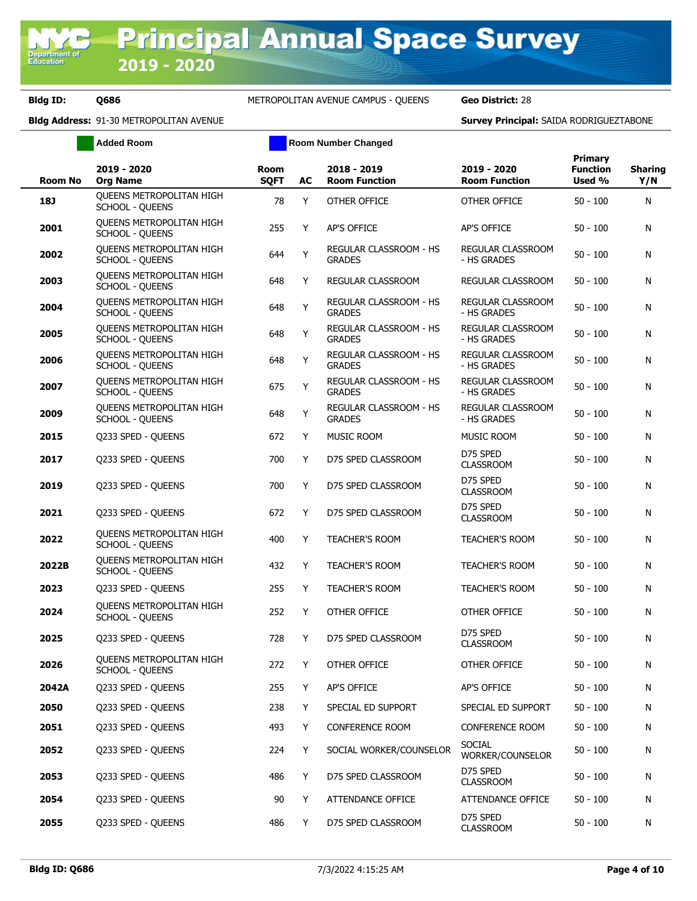# Principal Annual Space Survey 2019 - 2020

**Bldg ID:** Q686 METROPOLITAN AVENUE CAMPUS - QUEENS **Geo District:** 28

**Bldg Address:** 91-30 METROPOLITAN AVENUE **Survey Principal:** SAIDA RODRIGUEZTABONE

Added Room | Room Number Changed

| Room No | 2019 - 2020 Org Name | Room SQFT | AC | 2018 - 2019 Room Function | 2019 - 2020 Room Function | Primary Function Used % | Sharing Y/N |
|---|---|---|---|---|---|---|---|
| 18J | QUEENS METROPOLITAN HIGH SCHOOL - QUEENS | 78 | Y | OTHER OFFICE | OTHER OFFICE | 50 - 100 | N |
| 2001 | QUEENS METROPOLITAN HIGH SCHOOL - QUEENS | 255 | Y | AP'S OFFICE | AP'S OFFICE | 50 - 100 | N |
| 2002 | QUEENS METROPOLITAN HIGH SCHOOL - QUEENS | 644 | Y | REGULAR CLASSROOM - HS GRADES | REGULAR CLASSROOM - HS GRADES | 50 - 100 | N |
| 2003 | QUEENS METROPOLITAN HIGH SCHOOL - QUEENS | 648 | Y | REGULAR CLASSROOM | REGULAR CLASSROOM | 50 - 100 | N |
| 2004 | QUEENS METROPOLITAN HIGH SCHOOL - QUEENS | 648 | Y | REGULAR CLASSROOM - HS GRADES | REGULAR CLASSROOM - HS GRADES | 50 - 100 | N |
| 2005 | QUEENS METROPOLITAN HIGH SCHOOL - QUEENS | 648 | Y | REGULAR CLASSROOM - HS GRADES | REGULAR CLASSROOM - HS GRADES | 50 - 100 | N |
| 2006 | QUEENS METROPOLITAN HIGH SCHOOL - QUEENS | 648 | Y | REGULAR CLASSROOM - HS GRADES | REGULAR CLASSROOM - HS GRADES | 50 - 100 | N |
| 2007 | QUEENS METROPOLITAN HIGH SCHOOL - QUEENS | 675 | Y | REGULAR CLASSROOM - HS GRADES | REGULAR CLASSROOM - HS GRADES | 50 - 100 | N |
| 2009 | QUEENS METROPOLITAN HIGH SCHOOL - QUEENS | 648 | Y | REGULAR CLASSROOM - HS GRADES | REGULAR CLASSROOM - HS GRADES | 50 - 100 | N |
| 2015 | Q233 SPED - QUEENS | 672 | Y | MUSIC ROOM | MUSIC ROOM | 50 - 100 | N |
| 2017 | Q233 SPED - QUEENS | 700 | Y | D75 SPED CLASSROOM | D75 SPED CLASSROOM | 50 - 100 | N |
| 2019 | Q233 SPED - QUEENS | 700 | Y | D75 SPED CLASSROOM | D75 SPED CLASSROOM | 50 - 100 | N |
| 2021 | Q233 SPED - QUEENS | 672 | Y | D75 SPED CLASSROOM | D75 SPED CLASSROOM | 50 - 100 | N |
| 2022 | QUEENS METROPOLITAN HIGH SCHOOL - QUEENS | 400 | Y | TEACHER'S ROOM | TEACHER'S ROOM | 50 - 100 | N |
| 2022B | QUEENS METROPOLITAN HIGH SCHOOL - QUEENS | 432 | Y | TEACHER'S ROOM | TEACHER'S ROOM | 50 - 100 | N |
| 2023 | Q233 SPED - QUEENS | 255 | Y | TEACHER'S ROOM | TEACHER'S ROOM | 50 - 100 | N |
| 2024 | QUEENS METROPOLITAN HIGH SCHOOL - QUEENS | 252 | Y | OTHER OFFICE | OTHER OFFICE | 50 - 100 | N |
| 2025 | Q233 SPED - QUEENS | 728 | Y | D75 SPED CLASSROOM | D75 SPED CLASSROOM | 50 - 100 | N |
| 2026 | QUEENS METROPOLITAN HIGH SCHOOL - QUEENS | 272 | Y | OTHER OFFICE | OTHER OFFICE | 50 - 100 | N |
| 2042A | Q233 SPED - QUEENS | 255 | Y | AP'S OFFICE | AP'S OFFICE | 50 - 100 | N |
| 2050 | Q233 SPED - QUEENS | 238 | Y | SPECIAL ED SUPPORT | SPECIAL ED SUPPORT | 50 - 100 | N |
| 2051 | Q233 SPED - QUEENS | 493 | Y | CONFERENCE ROOM | CONFERENCE ROOM | 50 - 100 | N |
| 2052 | Q233 SPED - QUEENS | 224 | Y | SOCIAL WORKER/COUNSELOR | SOCIAL WORKER/COUNSELOR | 50 - 100 | N |
| 2053 | Q233 SPED - QUEENS | 486 | Y | D75 SPED CLASSROOM | D75 SPED CLASSROOM | 50 - 100 | N |
| 2054 | Q233 SPED - QUEENS | 90 | Y | ATTENDANCE OFFICE | ATTENDANCE OFFICE | 50 - 100 | N |
| 2055 | Q233 SPED - QUEENS | 486 | Y | D75 SPED CLASSROOM | D75 SPED CLASSROOM | 50 - 100 | N |

Bldg ID: Q686 7/3/2022 4:15:25 AM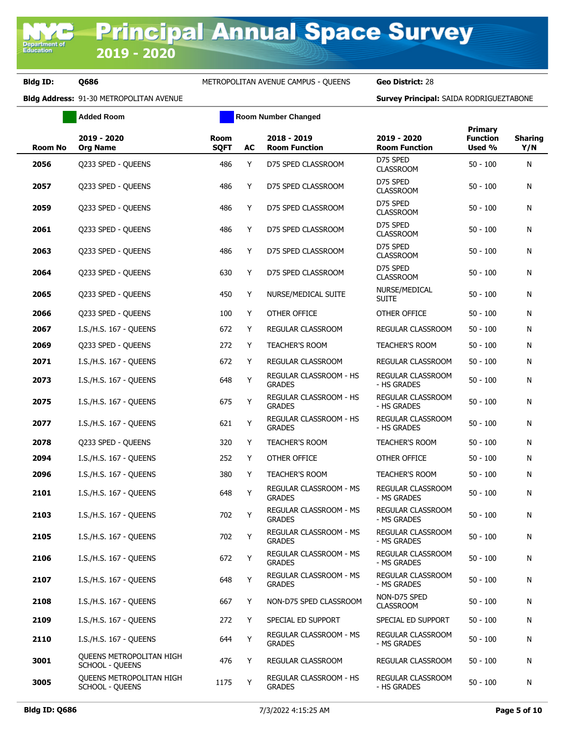# Principal Annual Space Survey 2019 - 2020

**Bldg ID:** Q686 METROPOLITAN AVENUE CAMPUS - QUEENS **Geo District:** 28

**Bldg Address:** 91-30 METROPOLITAN AVENUE **Survey Principal:** SAIDA RODRIGUEZTABONE

Added Room | Room Number Changed

| Room No | 2019 - 2020 Org Name | Room SQFT | AC | 2018 - 2019 Room Function | 2019 - 2020 Room Function | Primary Function Used % | Sharing Y/N |
|---|---|---|---|---|---|---|---|
| 2056 | Q233 SPED - QUEENS | 486 | Y | D75 SPED CLASSROOM | D75 SPED CLASSROOM | 50 - 100 | N |
| 2057 | Q233 SPED - QUEENS | 486 | Y | D75 SPED CLASSROOM | D75 SPED CLASSROOM | 50 - 100 | N |
| 2059 | Q233 SPED - QUEENS | 486 | Y | D75 SPED CLASSROOM | D75 SPED CLASSROOM | 50 - 100 | N |
| 2061 | Q233 SPED - QUEENS | 486 | Y | D75 SPED CLASSROOM | D75 SPED CLASSROOM | 50 - 100 | N |
| 2063 | Q233 SPED - QUEENS | 486 | Y | D75 SPED CLASSROOM | D75 SPED CLASSROOM | 50 - 100 | N |
| 2064 | Q233 SPED - QUEENS | 630 | Y | D75 SPED CLASSROOM | D75 SPED CLASSROOM | 50 - 100 | N |
| 2065 | Q233 SPED - QUEENS | 450 | Y | NURSE/MEDICAL SUITE | NURSE/MEDICAL SUITE | 50 - 100 | N |
| 2066 | Q233 SPED - QUEENS | 100 | Y | OTHER OFFICE | OTHER OFFICE | 50 - 100 | N |
| 2067 | I.S./H.S. 167 - QUEENS | 672 | Y | REGULAR CLASSROOM | REGULAR CLASSROOM | 50 - 100 | N |
| 2069 | Q233 SPED - QUEENS | 272 | Y | TEACHER'S ROOM | TEACHER'S ROOM | 50 - 100 | N |
| 2071 | I.S./H.S. 167 - QUEENS | 672 | Y | REGULAR CLASSROOM | REGULAR CLASSROOM | 50 - 100 | N |
| 2073 | I.S./H.S. 167 - QUEENS | 648 | Y | REGULAR CLASSROOM - HS GRADES | REGULAR CLASSROOM - HS GRADES | 50 - 100 | N |
| 2075 | I.S./H.S. 167 - QUEENS | 675 | Y | REGULAR CLASSROOM - HS GRADES | REGULAR CLASSROOM - HS GRADES | 50 - 100 | N |
| 2077 | I.S./H.S. 167 - QUEENS | 621 | Y | REGULAR CLASSROOM - HS GRADES | REGULAR CLASSROOM - HS GRADES | 50 - 100 | N |
| 2078 | Q233 SPED - QUEENS | 320 | Y | TEACHER'S ROOM | TEACHER'S ROOM | 50 - 100 | N |
| 2094 | I.S./H.S. 167 - QUEENS | 252 | Y | OTHER OFFICE | OTHER OFFICE | 50 - 100 | N |
| 2096 | I.S./H.S. 167 - QUEENS | 380 | Y | TEACHER'S ROOM | TEACHER'S ROOM | 50 - 100 | N |
| 2101 | I.S./H.S. 167 - QUEENS | 648 | Y | REGULAR CLASSROOM - MS GRADES | REGULAR CLASSROOM - MS GRADES | 50 - 100 | N |
| 2103 | I.S./H.S. 167 - QUEENS | 702 | Y | REGULAR CLASSROOM - MS GRADES | REGULAR CLASSROOM - MS GRADES | 50 - 100 | N |
| 2105 | I.S./H.S. 167 - QUEENS | 702 | Y | REGULAR CLASSROOM - MS GRADES | REGULAR CLASSROOM - MS GRADES | 50 - 100 | N |
| 2106 | I.S./H.S. 167 - QUEENS | 672 | Y | REGULAR CLASSROOM - MS GRADES | REGULAR CLASSROOM - MS GRADES | 50 - 100 | N |
| 2107 | I.S./H.S. 167 - QUEENS | 648 | Y | REGULAR CLASSROOM - MS GRADES | REGULAR CLASSROOM - MS GRADES | 50 - 100 | N |
| 2108 | I.S./H.S. 167 - QUEENS | 667 | Y | NON-D75 SPED CLASSROOM | NON-D75 SPED CLASSROOM | 50 - 100 | N |
| 2109 | I.S./H.S. 167 - QUEENS | 272 | Y | SPECIAL ED SUPPORT | SPECIAL ED SUPPORT | 50 - 100 | N |
| 2110 | I.S./H.S. 167 - QUEENS | 644 | Y | REGULAR CLASSROOM - MS GRADES | REGULAR CLASSROOM - MS GRADES | 50 - 100 | N |
| 3001 | QUEENS METROPOLITAN HIGH SCHOOL - QUEENS | 476 | Y | REGULAR CLASSROOM | REGULAR CLASSROOM | 50 - 100 | N |
| 3005 | QUEENS METROPOLITAN HIGH SCHOOL - QUEENS | 1175 | Y | REGULAR CLASSROOM - HS GRADES | REGULAR CLASSROOM - HS GRADES | 50 - 100 | N |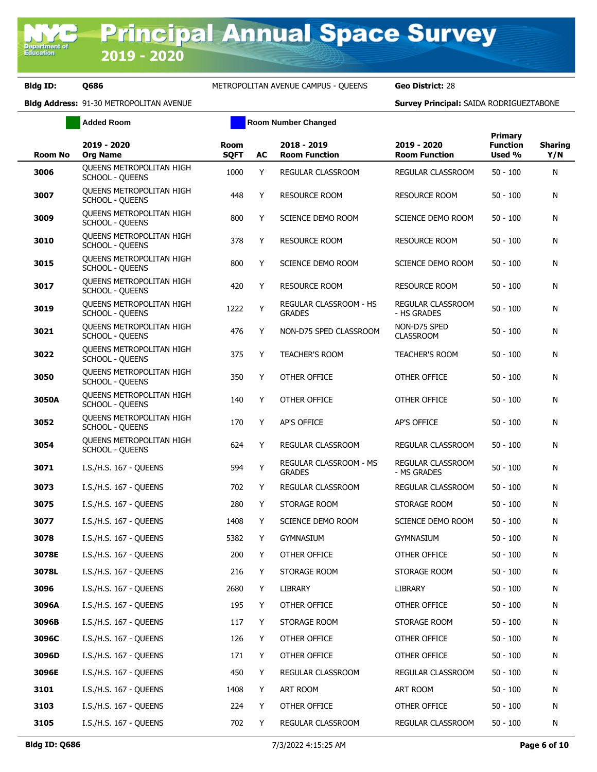# Principal Annual Space Survey 2019 - 2020

**Bldg ID:** Q686 METROPOLITAN AVENUE CAMPUS - QUEENS **Geo District:** 28

**Bldg Address:** 91-30 METROPOLITAN AVENUE **Survey Principal:** SAIDA RODRIGUEZTABONE

Added Room | Room Number Changed

| Room No | 2019 - 2020 Org Name | Room SQFT | AC | 2018 - 2019 Room Function | 2019 - 2020 Room Function | Primary Function Used % | Sharing Y/N |
|---|---|---|---|---|---|---|---|
| 3006 | QUEENS METROPOLITAN HIGH SCHOOL - QUEENS | 1000 | Y | REGULAR CLASSROOM | REGULAR CLASSROOM | 50 - 100 | N |
| 3007 | QUEENS METROPOLITAN HIGH SCHOOL - QUEENS | 448 | Y | RESOURCE ROOM | RESOURCE ROOM | 50 - 100 | N |
| 3009 | QUEENS METROPOLITAN HIGH SCHOOL - QUEENS | 800 | Y | SCIENCE DEMO ROOM | SCIENCE DEMO ROOM | 50 - 100 | N |
| 3010 | QUEENS METROPOLITAN HIGH SCHOOL - QUEENS | 378 | Y | RESOURCE ROOM | RESOURCE ROOM | 50 - 100 | N |
| 3015 | QUEENS METROPOLITAN HIGH SCHOOL - QUEENS | 800 | Y | SCIENCE DEMO ROOM | SCIENCE DEMO ROOM | 50 - 100 | N |
| 3017 | QUEENS METROPOLITAN HIGH SCHOOL - QUEENS | 420 | Y | RESOURCE ROOM | RESOURCE ROOM | 50 - 100 | N |
| 3019 | QUEENS METROPOLITAN HIGH SCHOOL - QUEENS | 1222 | Y | REGULAR CLASSROOM - HS GRADES | REGULAR CLASSROOM - HS GRADES | 50 - 100 | N |
| 3021 | QUEENS METROPOLITAN HIGH SCHOOL - QUEENS | 476 | Y | NON-D75 SPED CLASSROOM | NON-D75 SPED CLASSROOM | 50 - 100 | N |
| 3022 | QUEENS METROPOLITAN HIGH SCHOOL - QUEENS | 375 | Y | TEACHER'S ROOM | TEACHER'S ROOM | 50 - 100 | N |
| 3050 | QUEENS METROPOLITAN HIGH SCHOOL - QUEENS | 350 | Y | OTHER OFFICE | OTHER OFFICE | 50 - 100 | N |
| 3050A | QUEENS METROPOLITAN HIGH SCHOOL - QUEENS | 140 | Y | OTHER OFFICE | OTHER OFFICE | 50 - 100 | N |
| 3052 | QUEENS METROPOLITAN HIGH SCHOOL - QUEENS | 170 | Y | AP'S OFFICE | AP'S OFFICE | 50 - 100 | N |
| 3054 | QUEENS METROPOLITAN HIGH SCHOOL - QUEENS | 624 | Y | REGULAR CLASSROOM | REGULAR CLASSROOM | 50 - 100 | N |
| 3071 | I.S./H.S. 167 - QUEENS | 594 | Y | REGULAR CLASSROOM - MS GRADES | REGULAR CLASSROOM - MS GRADES | 50 - 100 | N |
| 3073 | I.S./H.S. 167 - QUEENS | 702 | Y | REGULAR CLASSROOM | REGULAR CLASSROOM | 50 - 100 | N |
| 3075 | I.S./H.S. 167 - QUEENS | 280 | Y | STORAGE ROOM | STORAGE ROOM | 50 - 100 | N |
| 3077 | I.S./H.S. 167 - QUEENS | 1408 | Y | SCIENCE DEMO ROOM | SCIENCE DEMO ROOM | 50 - 100 | N |
| 3078 | I.S./H.S. 167 - QUEENS | 5382 | Y | GYMNASIUM | GYMNASIUM | 50 - 100 | N |
| 3078E | I.S./H.S. 167 - QUEENS | 200 | Y | OTHER OFFICE | OTHER OFFICE | 50 - 100 | N |
| 3078L | I.S./H.S. 167 - QUEENS | 216 | Y | STORAGE ROOM | STORAGE ROOM | 50 - 100 | N |
| 3096 | I.S./H.S. 167 - QUEENS | 2680 | Y | LIBRARY | LIBRARY | 50 - 100 | N |
| 3096A | I.S./H.S. 167 - QUEENS | 195 | Y | OTHER OFFICE | OTHER OFFICE | 50 - 100 | N |
| 3096B | I.S./H.S. 167 - QUEENS | 117 | Y | STORAGE ROOM | STORAGE ROOM | 50 - 100 | N |
| 3096C | I.S./H.S. 167 - QUEENS | 126 | Y | OTHER OFFICE | OTHER OFFICE | 50 - 100 | N |
| 3096D | I.S./H.S. 167 - QUEENS | 171 | Y | OTHER OFFICE | OTHER OFFICE | 50 - 100 | N |
| 3096E | I.S./H.S. 167 - QUEENS | 450 | Y | REGULAR CLASSROOM | REGULAR CLASSROOM | 50 - 100 | N |
| 3101 | I.S./H.S. 167 - QUEENS | 1408 | Y | ART ROOM | ART ROOM | 50 - 100 | N |
| 3103 | I.S./H.S. 167 - QUEENS | 224 | Y | OTHER OFFICE | OTHER OFFICE | 50 - 100 | N |
| 3105 | I.S./H.S. 167 - QUEENS | 702 | Y | REGULAR CLASSROOM | REGULAR CLASSROOM | 50 - 100 | N |

Bldg ID: Q686 7/3/2022 4:15:25 AM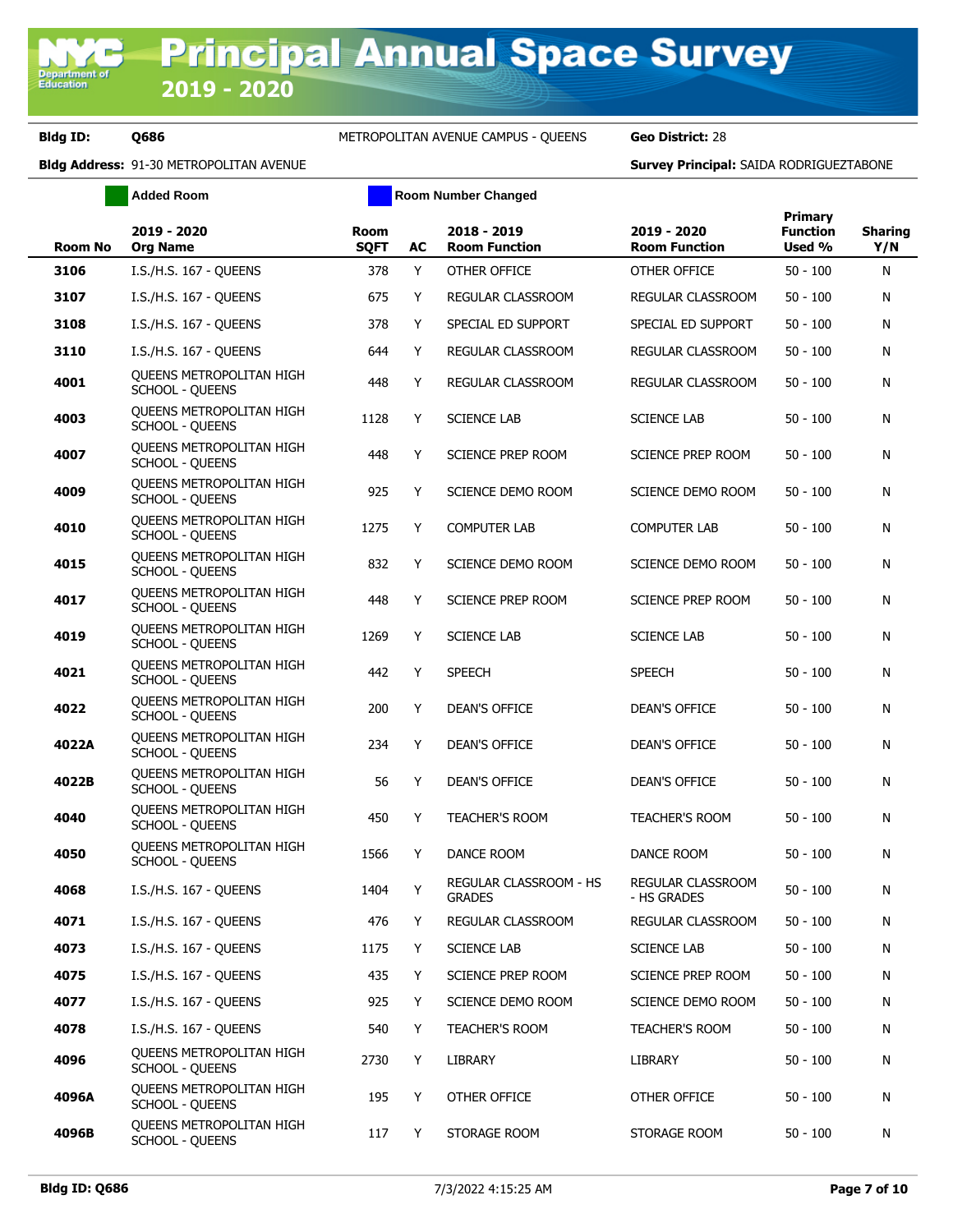# Principal Annual Space Survey 2019 - 2020

**Bldg ID:** Q686 METROPOLITAN AVENUE CAMPUS - QUEENS **Geo District:** 28

**Bldg Address:** 91-30 METROPOLITAN AVENUE **Survey Principal:** SAIDA RODRIGUEZTABONE

Added Room | Room Number Changed

| Room No | 2019 - 2020 Org Name | Room SQFT | AC | 2018 - 2019 Room Function | 2019 - 2020 Room Function | Primary Function Used % | Sharing Y/N |
|---|---|---|---|---|---|---|---|
| 3106 | I.S./H.S. 167 - QUEENS | 378 | Y | OTHER OFFICE | OTHER OFFICE | 50 - 100 | N |
| 3107 | I.S./H.S. 167 - QUEENS | 675 | Y | REGULAR CLASSROOM | REGULAR CLASSROOM | 50 - 100 | N |
| 3108 | I.S./H.S. 167 - QUEENS | 378 | Y | SPECIAL ED SUPPORT | SPECIAL ED SUPPORT | 50 - 100 | N |
| 3110 | I.S./H.S. 167 - QUEENS | 644 | Y | REGULAR CLASSROOM | REGULAR CLASSROOM | 50 - 100 | N |
| 4001 | QUEENS METROPOLITAN HIGH SCHOOL - QUEENS | 448 | Y | REGULAR CLASSROOM | REGULAR CLASSROOM | 50 - 100 | N |
| 4003 | QUEENS METROPOLITAN HIGH SCHOOL - QUEENS | 1128 | Y | SCIENCE LAB | SCIENCE LAB | 50 - 100 | N |
| 4007 | QUEENS METROPOLITAN HIGH SCHOOL - QUEENS | 448 | Y | SCIENCE PREP ROOM | SCIENCE PREP ROOM | 50 - 100 | N |
| 4009 | QUEENS METROPOLITAN HIGH SCHOOL - QUEENS | 925 | Y | SCIENCE DEMO ROOM | SCIENCE DEMO ROOM | 50 - 100 | N |
| 4010 | QUEENS METROPOLITAN HIGH SCHOOL - QUEENS | 1275 | Y | COMPUTER LAB | COMPUTER LAB | 50 - 100 | N |
| 4015 | QUEENS METROPOLITAN HIGH SCHOOL - QUEENS | 832 | Y | SCIENCE DEMO ROOM | SCIENCE DEMO ROOM | 50 - 100 | N |
| 4017 | QUEENS METROPOLITAN HIGH SCHOOL - QUEENS | 448 | Y | SCIENCE PREP ROOM | SCIENCE PREP ROOM | 50 - 100 | N |
| 4019 | QUEENS METROPOLITAN HIGH SCHOOL - QUEENS | 1269 | Y | SCIENCE LAB | SCIENCE LAB | 50 - 100 | N |
| 4021 | QUEENS METROPOLITAN HIGH SCHOOL - QUEENS | 442 | Y | SPEECH | SPEECH | 50 - 100 | N |
| 4022 | QUEENS METROPOLITAN HIGH SCHOOL - QUEENS | 200 | Y | DEAN'S OFFICE | DEAN'S OFFICE | 50 - 100 | N |
| 4022A | QUEENS METROPOLITAN HIGH SCHOOL - QUEENS | 234 | Y | DEAN'S OFFICE | DEAN'S OFFICE | 50 - 100 | N |
| 4022B | QUEENS METROPOLITAN HIGH SCHOOL - QUEENS | 56 | Y | DEAN'S OFFICE | DEAN'S OFFICE | 50 - 100 | N |
| 4040 | QUEENS METROPOLITAN HIGH SCHOOL - QUEENS | 450 | Y | TEACHER'S ROOM | TEACHER'S ROOM | 50 - 100 | N |
| 4050 | QUEENS METROPOLITAN HIGH SCHOOL - QUEENS | 1566 | Y | DANCE ROOM | DANCE ROOM | 50 - 100 | N |
| 4068 | I.S./H.S. 167 - QUEENS | 1404 | Y | REGULAR CLASSROOM - HS GRADES | REGULAR CLASSROOM - HS GRADES | 50 - 100 | N |
| 4071 | I.S./H.S. 167 - QUEENS | 476 | Y | REGULAR CLASSROOM | REGULAR CLASSROOM | 50 - 100 | N |
| 4073 | I.S./H.S. 167 - QUEENS | 1175 | Y | SCIENCE LAB | SCIENCE LAB | 50 - 100 | N |
| 4075 | I.S./H.S. 167 - QUEENS | 435 | Y | SCIENCE PREP ROOM | SCIENCE PREP ROOM | 50 - 100 | N |
| 4077 | I.S./H.S. 167 - QUEENS | 925 | Y | SCIENCE DEMO ROOM | SCIENCE DEMO ROOM | 50 - 100 | N |
| 4078 | I.S./H.S. 167 - QUEENS | 540 | Y | TEACHER'S ROOM | TEACHER'S ROOM | 50 - 100 | N |
| 4096 | QUEENS METROPOLITAN HIGH SCHOOL - QUEENS | 2730 | Y | LIBRARY | LIBRARY | 50 - 100 | N |
| 4096A | QUEENS METROPOLITAN HIGH SCHOOL - QUEENS | 195 | Y | OTHER OFFICE | OTHER OFFICE | 50 - 100 | N |
| 4096B | QUEENS METROPOLITAN HIGH SCHOOL - QUEENS | 117 | Y | STORAGE ROOM | STORAGE ROOM | 50 - 100 | N |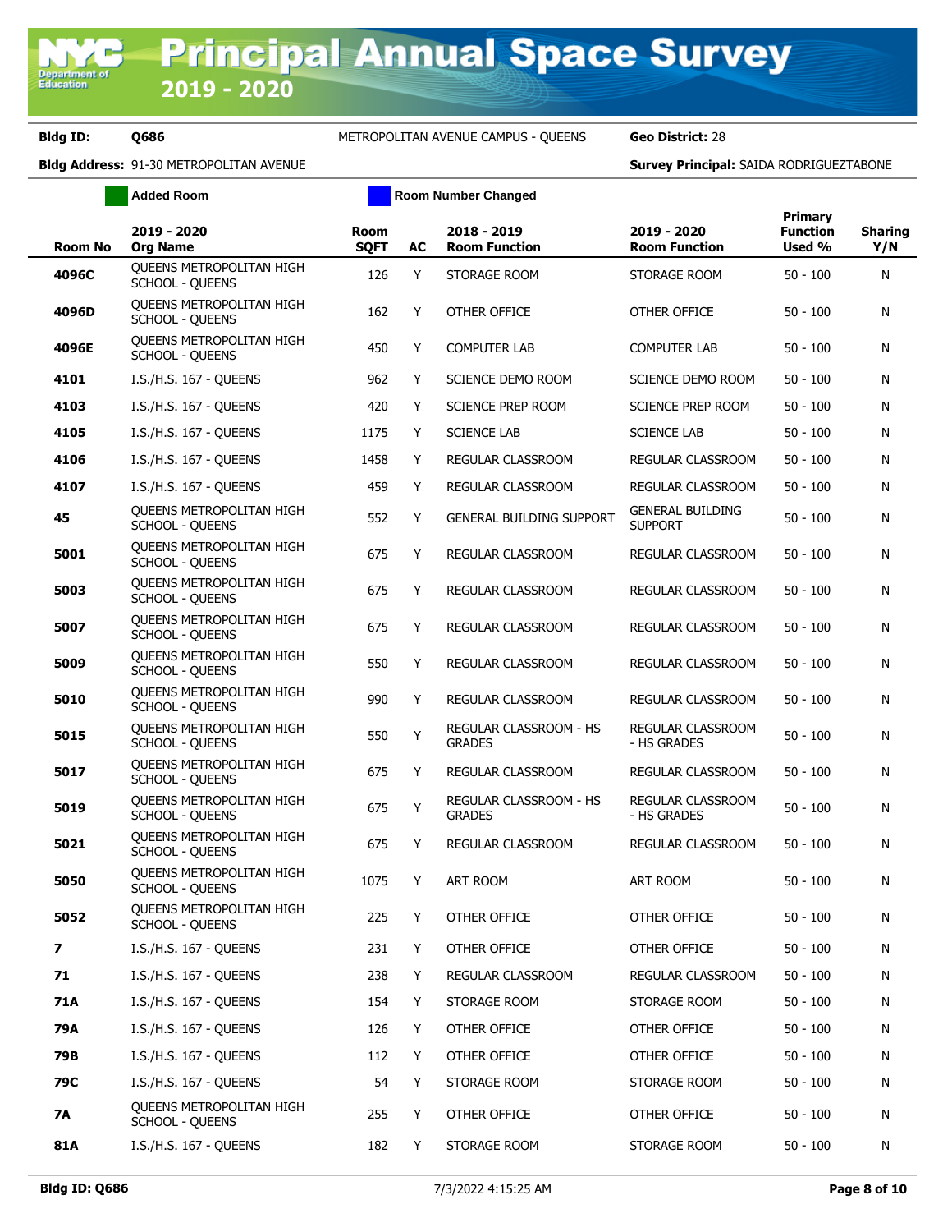# Principal Annual Space Survey 2019 - 2020

**Bldg ID:** Q686 METROPOLITAN AVENUE CAMPUS - QUEENS **Geo District:** 28

**Bldg Address:** 91-30 METROPOLITAN AVENUE **Survey Principal:** SAIDA RODRIGUEZTABONE

Added Room | Room Number Changed

| Room No | 2019 - 2020 Org Name | Room SQFT | AC | 2018 - 2019 Room Function | 2019 - 2020 Room Function | Primary Function Used % | Sharing Y/N |
|---|---|---|---|---|---|---|---|
| 4096C | QUEENS METROPOLITAN HIGH SCHOOL - QUEENS | 126 | Y | STORAGE ROOM | STORAGE ROOM | 50 - 100 | N |
| 4096D | QUEENS METROPOLITAN HIGH SCHOOL - QUEENS | 162 | Y | OTHER OFFICE | OTHER OFFICE | 50 - 100 | N |
| 4096E | QUEENS METROPOLITAN HIGH SCHOOL - QUEENS | 450 | Y | COMPUTER LAB | COMPUTER LAB | 50 - 100 | N |
| 4101 | I.S./H.S. 167 - QUEENS | 962 | Y | SCIENCE DEMO ROOM | SCIENCE DEMO ROOM | 50 - 100 | N |
| 4103 | I.S./H.S. 167 - QUEENS | 420 | Y | SCIENCE PREP ROOM | SCIENCE PREP ROOM | 50 - 100 | N |
| 4105 | I.S./H.S. 167 - QUEENS | 1175 | Y | SCIENCE LAB | SCIENCE LAB | 50 - 100 | N |
| 4106 | I.S./H.S. 167 - QUEENS | 1458 | Y | REGULAR CLASSROOM | REGULAR CLASSROOM | 50 - 100 | N |
| 4107 | I.S./H.S. 167 - QUEENS | 459 | Y | REGULAR CLASSROOM | REGULAR CLASSROOM | 50 - 100 | N |
| 45 | QUEENS METROPOLITAN HIGH SCHOOL - QUEENS | 552 | Y | GENERAL BUILDING SUPPORT | GENERAL BUILDING SUPPORT | 50 - 100 | N |
| 5001 | QUEENS METROPOLITAN HIGH SCHOOL - QUEENS | 675 | Y | REGULAR CLASSROOM | REGULAR CLASSROOM | 50 - 100 | N |
| 5003 | QUEENS METROPOLITAN HIGH SCHOOL - QUEENS | 675 | Y | REGULAR CLASSROOM | REGULAR CLASSROOM | 50 - 100 | N |
| 5007 | QUEENS METROPOLITAN HIGH SCHOOL - QUEENS | 675 | Y | REGULAR CLASSROOM | REGULAR CLASSROOM | 50 - 100 | N |
| 5009 | QUEENS METROPOLITAN HIGH SCHOOL - QUEENS | 550 | Y | REGULAR CLASSROOM | REGULAR CLASSROOM | 50 - 100 | N |
| 5010 | QUEENS METROPOLITAN HIGH SCHOOL - QUEENS | 990 | Y | REGULAR CLASSROOM | REGULAR CLASSROOM | 50 - 100 | N |
| 5015 | QUEENS METROPOLITAN HIGH SCHOOL - QUEENS | 550 | Y | REGULAR CLASSROOM - HS GRADES | REGULAR CLASSROOM - HS GRADES | 50 - 100 | N |
| 5017 | QUEENS METROPOLITAN HIGH SCHOOL - QUEENS | 675 | Y | REGULAR CLASSROOM | REGULAR CLASSROOM | 50 - 100 | N |
| 5019 | QUEENS METROPOLITAN HIGH SCHOOL - QUEENS | 675 | Y | REGULAR CLASSROOM - HS GRADES | REGULAR CLASSROOM - HS GRADES | 50 - 100 | N |
| 5021 | QUEENS METROPOLITAN HIGH SCHOOL - QUEENS | 675 | Y | REGULAR CLASSROOM | REGULAR CLASSROOM | 50 - 100 | N |
| 5050 | QUEENS METROPOLITAN HIGH SCHOOL - QUEENS | 1075 | Y | ART ROOM | ART ROOM | 50 - 100 | N |
| 5052 | QUEENS METROPOLITAN HIGH SCHOOL - QUEENS | 225 | Y | OTHER OFFICE | OTHER OFFICE | 50 - 100 | N |
| 7 | I.S./H.S. 167 - QUEENS | 231 | Y | OTHER OFFICE | OTHER OFFICE | 50 - 100 | N |
| 71 | I.S./H.S. 167 - QUEENS | 238 | Y | REGULAR CLASSROOM | REGULAR CLASSROOM | 50 - 100 | N |
| 71A | I.S./H.S. 167 - QUEENS | 154 | Y | STORAGE ROOM | STORAGE ROOM | 50 - 100 | N |
| 79A | I.S./H.S. 167 - QUEENS | 126 | Y | OTHER OFFICE | OTHER OFFICE | 50 - 100 | N |
| 79B | I.S./H.S. 167 - QUEENS | 112 | Y | OTHER OFFICE | OTHER OFFICE | 50 - 100 | N |
| 79C | I.S./H.S. 167 - QUEENS | 54 | Y | STORAGE ROOM | STORAGE ROOM | 50 - 100 | N |
| 7A | QUEENS METROPOLITAN HIGH SCHOOL - QUEENS | 255 | Y | OTHER OFFICE | OTHER OFFICE | 50 - 100 | N |
| 81A | I.S./H.S. 167 - QUEENS | 182 | Y | STORAGE ROOM | STORAGE ROOM | 50 - 100 | N |

**Bldg ID: Q686** 7/3/2022 4:15:25 AM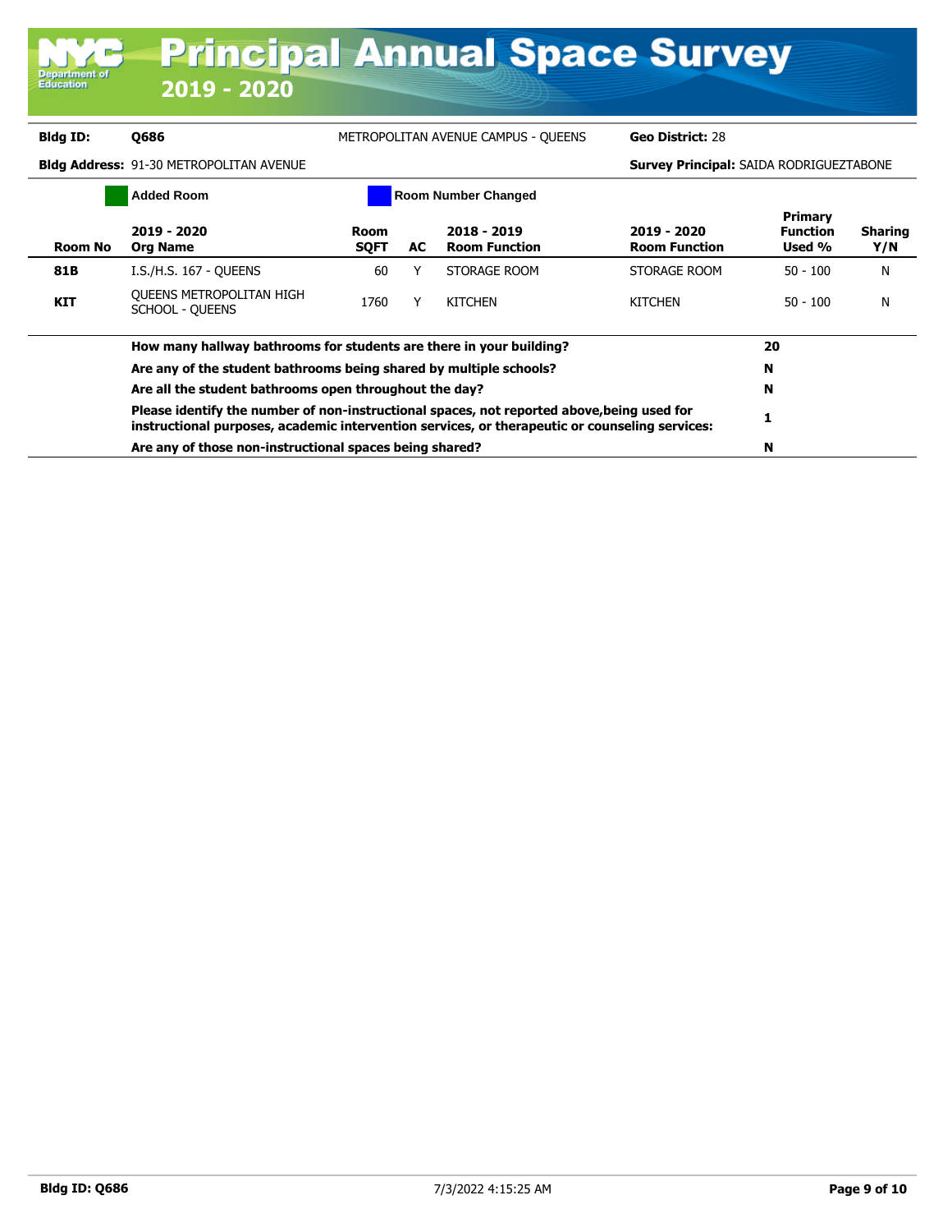# Principal Annual Space Survey

## 2019 - 2020

**Bldg ID:** Q686 METROPOLITAN AVENUE CAMPUS - QUEENS **Geo District:** 28

**Bldg Address:** 91-30 METROPOLITAN AVENUE **Survey Principal:** SAIDA RODRIGUEZTABONE

Added Room | Room Number Changed

| Room No | 2019 - 2020 Org Name | Room SQFT | AC | 2018 - 2019 Room Function | 2019 - 2020 Room Function | Primary Function Used % | Sharing Y/N |
|---|---|---|---|---|---|---|---|
| **81B** | I.S./H.S. 167 - QUEENS | 60 | Y | STORAGE ROOM | STORAGE ROOM | 50 - 100 | N |
| **KIT** | QUEENS METROPOLITAN HIGH SCHOOL - QUEENS | 1760 | Y | KITCHEN | KITCHEN | 50 - 100 | N |

| Question | Answer |
|---|---|
| **How many hallway bathrooms for students are there in your building?** | **20** |
| **Are any of the student bathrooms being shared by multiple schools?** | **N** |
| **Are all the student bathrooms open throughout the day?** | **N** |
| **Please identify the number of non-instructional spaces, not reported above,being used for instructional purposes, academic intervention services, or therapeutic or counseling services:** | **1** |
| **Are any of those non-instructional spaces being shared?** | **N** |

**Bldg ID: Q686** 7/3/2022 4:15:25 AM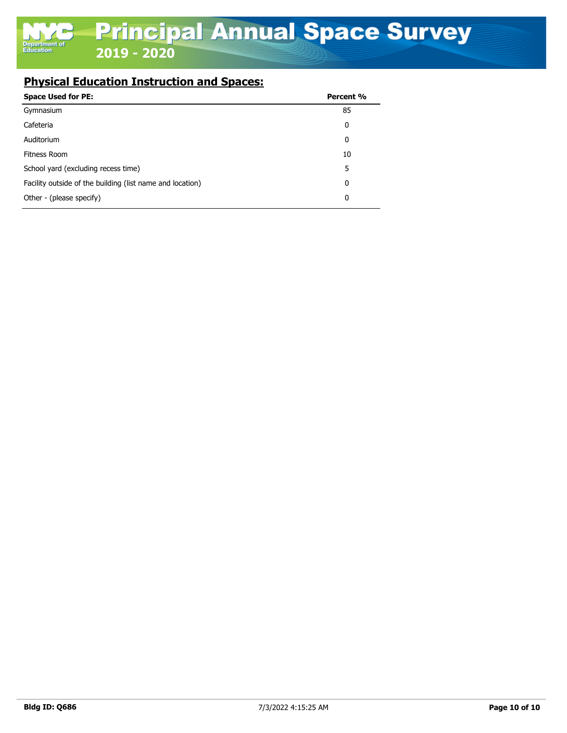## Physical Education Instruction and Spaces:

| Space Used for PE: | Percent % |
| --- | --- |
| Gymnasium | 85 |
| Cafeteria | 0 |
| Auditorium | 0 |
| Fitness Room | 10 |
| School yard (excluding recess time) | 5 |
| Facility outside of the building (list name and location) | 0 |
| Other - (please specify) | 0 |